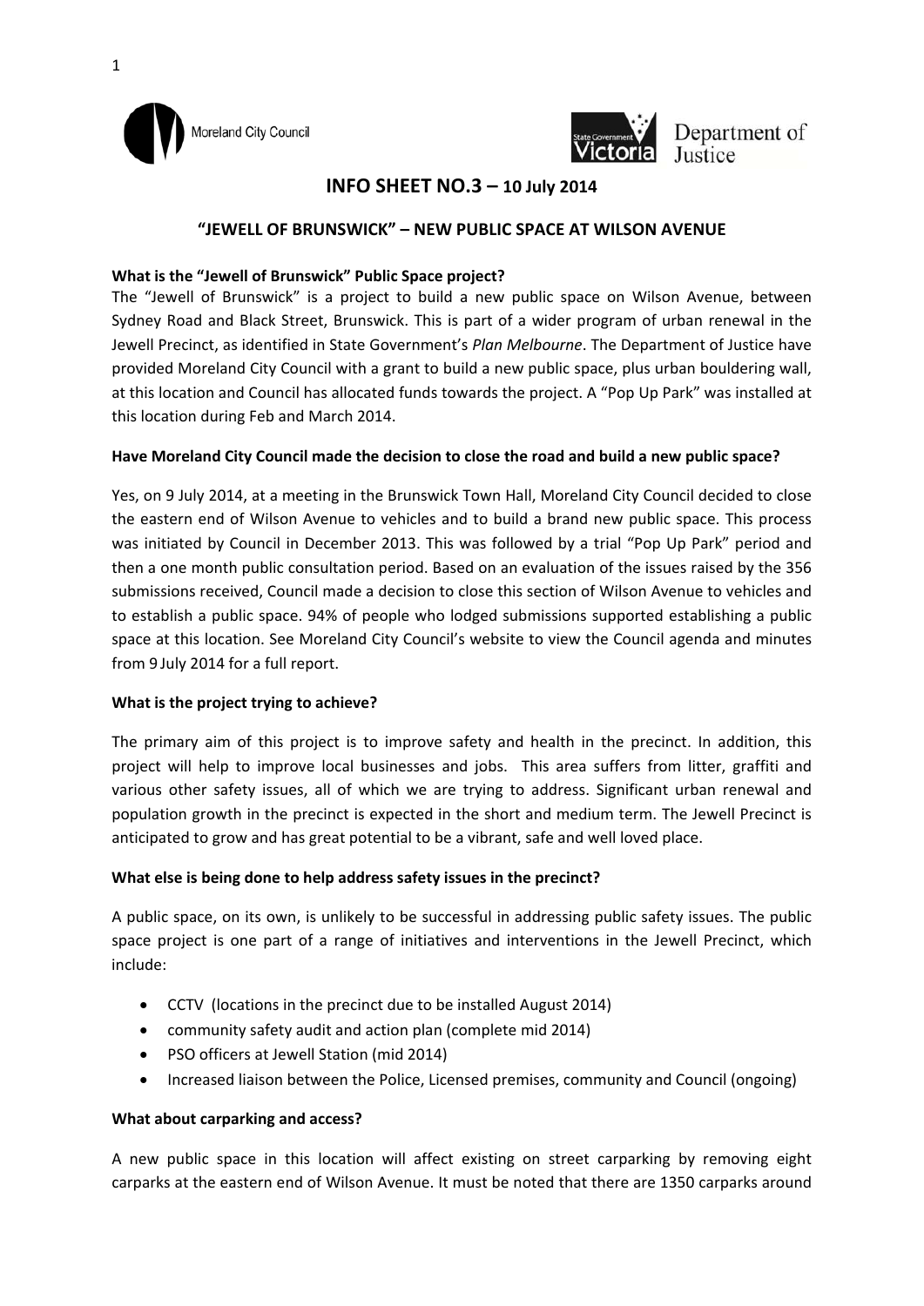Moreland City Council

Department of Justice

# INFO SHEET NO.3 – 10 July 2014

## "JEWELL OF BRUNSWICK" – NEW PUBLIC SPACE AT WILSON AVENUE

**What is the "Jewell of Brunswick" Public Space project?**

The "Jewell of Brunswick" is a project to build a new public space on Wilson Avenue, between Sydney Road and Black Street, Brunswick. This is part of a wider program of urban renewal in the Jewell Precinct, as identified in State Government's *Plan Melbourne*. The Department of Justice have provided Moreland City Council with a grant to build a new public space, plus urban bouldering wall, at this location and Council has allocated funds towards the project. A "Pop Up Park" was installed at this location during Feb and March 2014.

**Have Moreland City Council made the decision to close the road and build a new public space?**

Yes, on 9 July 2014, at a meeting in the Brunswick Town Hall, Moreland City Council decided to close the eastern end of Wilson Avenue to vehicles and to build a brand new public space. This process was initiated by Council in December 2013. This was followed by a trial "Pop Up Park" period and then a one month public consultation period. Based on an evaluation of the issues raised by the 356 submissions received, Council made a decision to close this section of Wilson Avenue to vehicles and to establish a public space. 94% of people who lodged submissions supported establishing a public space at this location. See Moreland City Council's website to view the Council agenda and minutes from 9 July 2014 for a full report.

**What is the project trying to achieve?**

The primary aim of this project is to improve safety and health in the precinct. In addition, this project will help to improve local businesses and jobs. This area suffers from litter, graffiti and various other safety issues, all of which we are trying to address. Significant urban renewal and population growth in the precinct is expected in the short and medium term. The Jewell Precinct is anticipated to grow and has great potential to be a vibrant, safe and well loved place.

**What else is being done to help address safety issues in the precinct?**

A public space, on its own, is unlikely to be successful in addressing public safety issues. The public space project is one part of a range of initiatives and interventions in the Jewell Precinct, which include:

- CCTV (locations in the precinct due to be installed August 2014)
- community safety audit and action plan (complete mid 2014)
- PSO officers at Jewell Station (mid 2014)
- Increased liaison between the Police, Licensed premises, community and Council (ongoing)

**What about carparking and access?**

A new public space in this location will affect existing on street carparking by removing eight carparks at the eastern end of Wilson Avenue. It must be noted that there are 1350 carparks around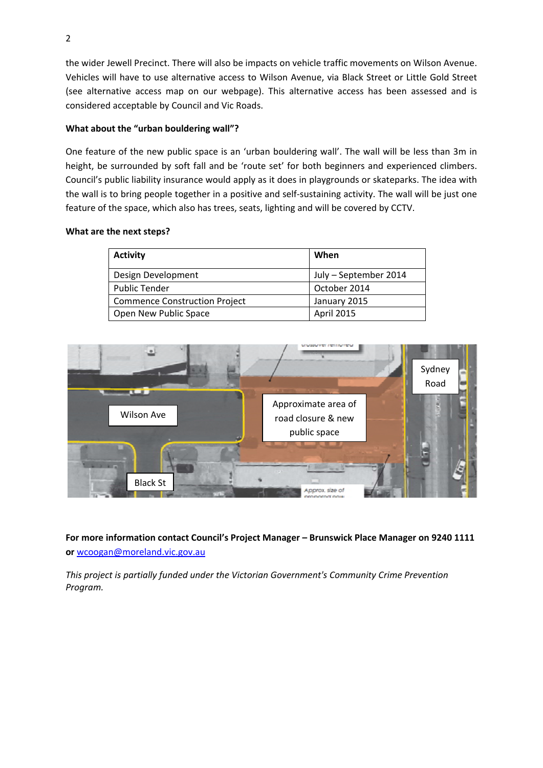the wider Jewell Precinct. There will also be impacts on vehicle traffic movements on Wilson Avenue. Vehicles will have to use alternative access to Wilson Avenue, via Black Street or Little Gold Street (see alternative access map on our webpage). This alternative access has been assessed and is considered acceptable by Council and Vic Roads.

**What about the "urban bouldering wall"?**

One feature of the new public space is an 'urban bouldering wall'. The wall will be less than 3m in height, be surrounded by soft fall and be 'route set' for both beginners and experienced climbers. Council's public liability insurance would apply as it does in playgrounds or skateparks. The idea with the wall is to bring people together in a positive and self-sustaining activity. The wall will be just one feature of the space, which also has trees, seats, lighting and will be covered by CCTV.

**What are the next steps?**

| Activity | When |
|---|---|
| Design Development | July – September 2014 |
| Public Tender | October 2014 |
| Commence Construction Project | January 2015 |
| Open New Public Space | April 2015 |

Wilson Ave

Black St

Approximate area of road closure & new public space

Sydney Road

**For more information contact Council's Project Manager – Brunswick Place Manager on 9240 1111 or** [wcoogan@moreland.vic.gov.au](mailto:wcoogan@moreland.vic.gov.au)

*This project is partially funded under the Victorian Government's Community Crime Prevention Program.*